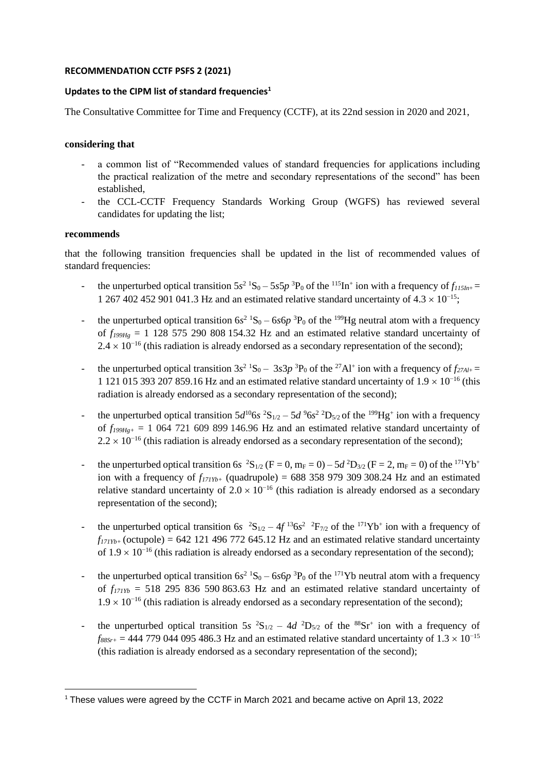**RECOMMENDATION CCTF PSFS 2 (2021)**

**Updates to the CIPM list of standard frequencies[1]**

The Consultative Committee for Time and Frequency (CCTF), at its 22nd session in 2020 and 2021,

**considering that**

- a common list of "Recommended values of standard frequencies for applications including the practical realization of the metre and secondary representations of the second" has been established,
- the CCL-CCTF Frequency Standards Working Group (WGFS) has reviewed several candidates for updating the list;

**recommends**

that the following transition frequencies shall be updated in the list of recommended values of standard frequencies:

- the unperturbed optical transition $5s^2\ {}^1S_0 - 5s5p\ {}^3P_0$ of the ${}^{115}In^+$ ion with a frequency of $f_{115In^+}$ = 1 267 402 452 901 041.3 Hz and an estimated relative standard uncertainty of $4.3 \times 10^{-15}$;
- the unperturbed optical transition $6s^2\ {}^1S_0 - 6s6p\ {}^3P_0$ of the ${}^{199}Hg$ neutral atom with a frequency of $f_{199Hg}$ = 1 128 575 290 808 154.32 Hz and an estimated relative standard uncertainty of $2.4 \times 10^{-16}$ (this radiation is already endorsed as a secondary representation of the second);
- the unperturbed optical transition $3s^2\ {}^1S_0 - 3s3p\ {}^3P_0$ of the ${}^{27}Al^+$ ion with a frequency of $f_{27Al^+}$ = 1 121 015 393 207 859.16 Hz and an estimated relative standard uncertainty of $1.9 \times 10^{-16}$ (this radiation is already endorsed as a secondary representation of the second);
- the unperturbed optical transition $5d^{10}6s\ {}^2S_{1/2} - 5d\ {}^96s^2\ {}^2D_{5/2}$ of the ${}^{199}Hg^+$ ion with a frequency of $f_{199Hg^+}$ = 1 064 721 609 899 146.96 Hz and an estimated relative standard uncertainty of $2.2 \times 10^{-16}$ (this radiation is already endorsed as a secondary representation of the second);
- the unperturbed optical transition $6s\ {}^2S_{1/2}\ (F = 0, m_F = 0) - 5d\ {}^2D_{3/2}\ (F = 2, m_F = 0)$ of the ${}^{171}Yb^+$ ion with a frequency of $f_{171Yb^+}$ (quadrupole) = 688 358 979 309 308.24 Hz and an estimated relative standard uncertainty of $2.0 \times 10^{-16}$ (this radiation is already endorsed as a secondary representation of the second);
- the unperturbed optical transition $6s\ {}^2S_{1/2} - 4f\ {}^{13}6s^2\ {}^2F_{7/2}$ of the ${}^{171}Yb^+$ ion with a frequency of $f_{171Yb^+}$ (octupole) = 642 121 496 772 645.12 Hz and an estimated relative standard uncertainty of $1.9 \times 10^{-16}$ (this radiation is already endorsed as a secondary representation of the second);
- the unperturbed optical transition $6s^2\ {}^1S_0 - 6s6p\ {}^3P_0$ of the ${}^{171}Yb$ neutral atom with a frequency of $f_{171Yb}$ = 518 295 836 590 863.63 Hz and an estimated relative standard uncertainty of $1.9 \times 10^{-16}$ (this radiation is already endorsed as a secondary representation of the second);
- the unperturbed optical transition $5s\ {}^2S_{1/2} - 4d\ {}^2D_{5/2}$ of the ${}^{88}Sr^+$ ion with a frequency of $f_{88Sr^+}$ = 444 779 044 095 486.3 Hz and an estimated relative standard uncertainty of $1.3 \times 10^{-15}$ (this radiation is already endorsed as a secondary representation of the second);

[1] These values were agreed by the CCTF in March 2021 and became active on April 13, 2022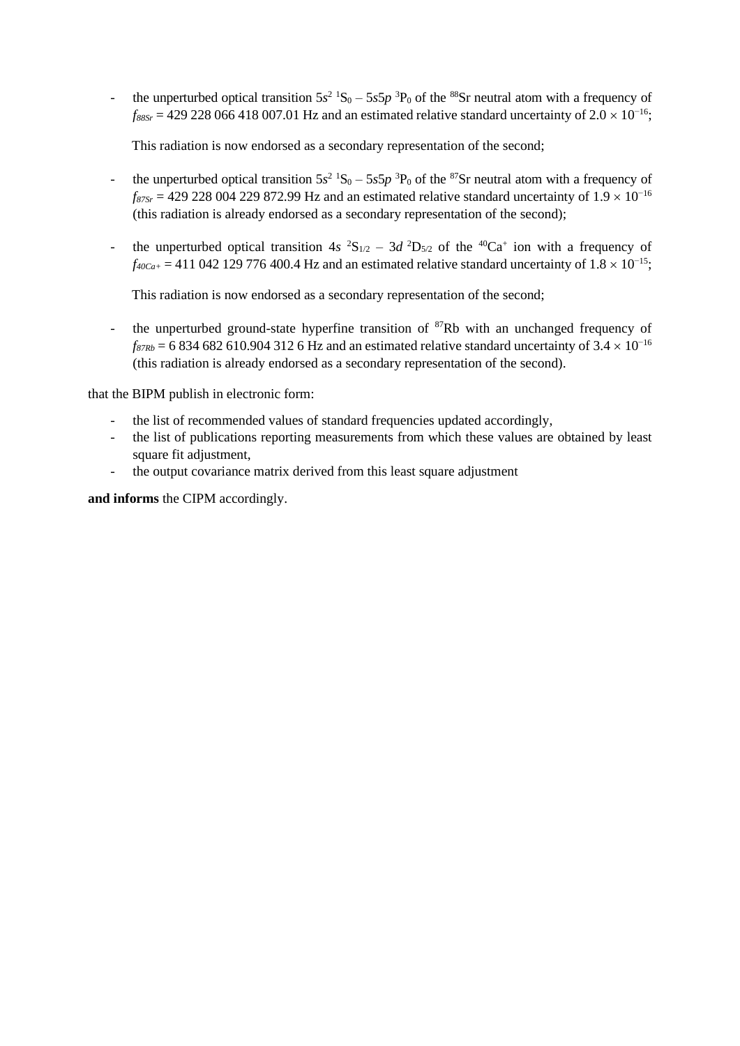- the unperturbed optical transition $5s^2\ ^1S_0 - 5s5p\ ^3P_0$ of the $^{88}$Sr neutral atom with a frequency of $f_{88Sr}$ = 429 228 066 418 007.01 Hz and an estimated relative standard uncertainty of $2.0 \times 10^{-16}$;

  This radiation is now endorsed as a secondary representation of the second;

- the unperturbed optical transition $5s^2\ ^1S_0 - 5s5p\ ^3P_0$ of the $^{87}$Sr neutral atom with a frequency of $f_{87Sr}$ = 429 228 004 229 872.99 Hz and an estimated relative standard uncertainty of $1.9 \times 10^{-16}$ (this radiation is already endorsed as a secondary representation of the second);

- the unperturbed optical transition $4s\ ^2S_{1/2} - 3d\ ^2D_{5/2}$ of the $^{40}Ca^+$ ion with a frequency of $f_{40Ca+}$ = 411 042 129 776 400.4 Hz and an estimated relative standard uncertainty of $1.8 \times 10^{-15}$;

  This radiation is now endorsed as a secondary representation of the second;

- the unperturbed ground-state hyperfine transition of $^{87}$Rb with an unchanged frequency of $f_{87Rb}$ = 6 834 682 610.904 312 6 Hz and an estimated relative standard uncertainty of $3.4 \times 10^{-16}$ (this radiation is already endorsed as a secondary representation of the second).

that the BIPM publish in electronic form:

- the list of recommended values of standard frequencies updated accordingly,
- the list of publications reporting measurements from which these values are obtained by least square fit adjustment,
- the output covariance matrix derived from this least square adjustment

**and informs** the CIPM accordingly.